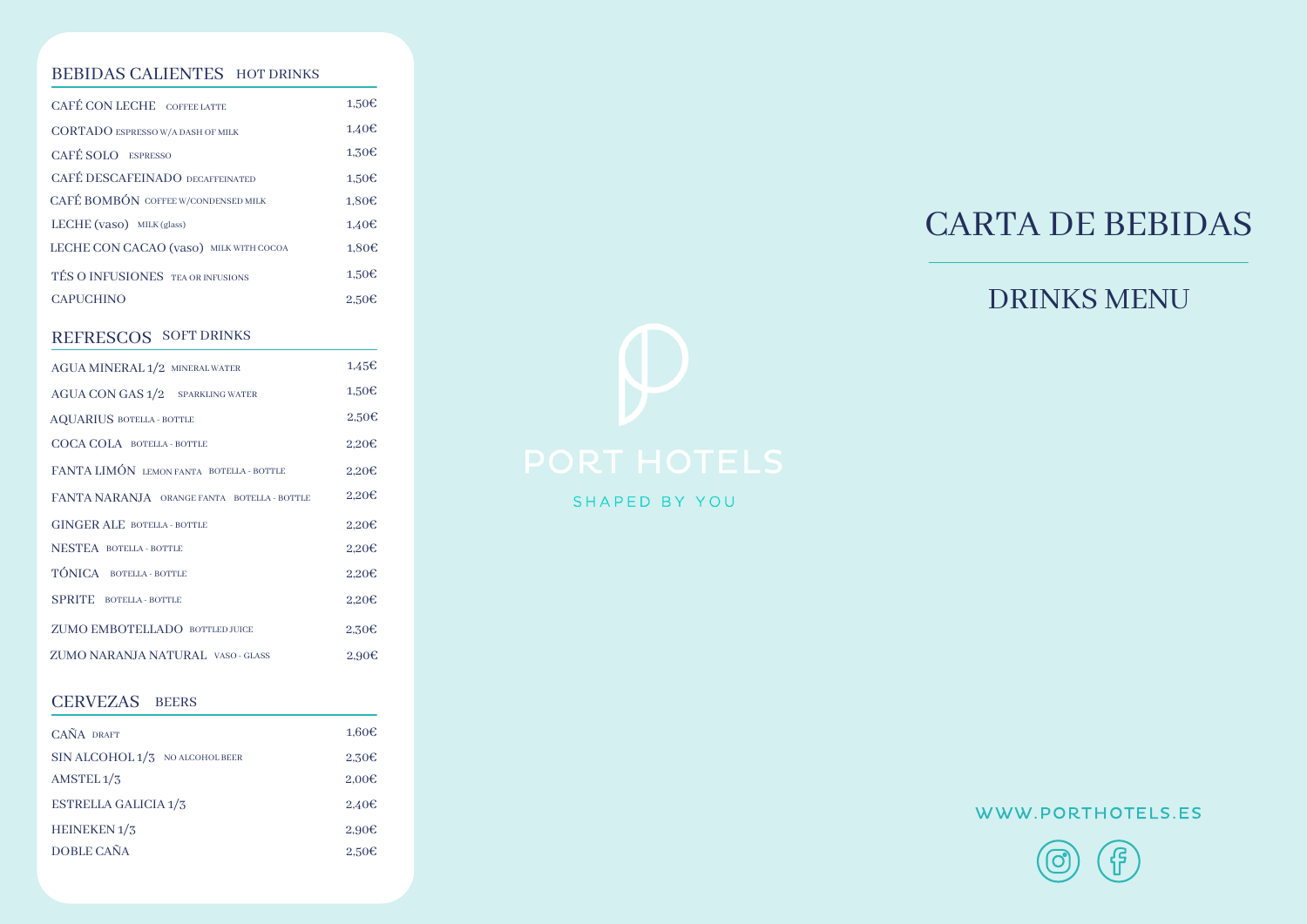## BEBIDAS CALIENTES HOT DRINKS

| | |
|---|---|
| CAFÉ CON LECHE COFFEE LATTE | 1,50€ |
| CORTADO ESPRESSO W/A DASH OF MILK | 1,40€ |
| CAFÉ SOLO ESPRESSO | 1,30€ |
| CAFÉ DESCAFEINADO DECAFFEINATED | 1,50€ |
| CAFÉ BOMBÓN COFFEE W/CONDENSED MILK | 1,80€ |
| LECHE (vaso) MILK (glass) | 1,40€ |
| LECHE CON CACAO (vaso) MILK WITH COCOA | 1,80€ |
| TÉS O INFUSIONES TEA OR INFUSIONS | 1,50€ |
| CAPUCHINO | 2,50€ |

## REFRESCOS SOFT DRINKS

| | |
|---|---|
| AGUA MINERAL 1/2 MINERAL WATER | 1,45€ |
| AGUA CON GAS 1/2 SPARKLING WATER | 1,50€ |
| AQUARIUS BOTELLA - BOTTLE | 2,50€ |
| COCA COLA BOTELLA - BOTTLE | 2,20€ |
| FANTA LIMÓN LEMON FANTA BOTELLA - BOTTLE | 2,20€ |
| FANTA NARANJA ORANGE FANTA BOTELLA - BOTTLE | 2,20€ |
| GINGER ALE BOTELLA - BOTTLE | 2,20€ |
| NESTEA BOTELLA - BOTTLE | 2,20€ |
| TÓNICA BOTELLA - BOTTLE | 2,20€ |
| SPRITE BOTELLA - BOTTLE | 2,20€ |
| ZUMO EMBOTELLADO BOTTLED JUICE | 2,30€ |
| ZUMO NARANJA NATURAL VASO - GLASS | 2,90€ |

## CERVEZAS BEERS

| | |
|---|---|
| CAÑA DRAFT | 1,60€ |
| SIN ALCOHOL 1/3 NO ALCOHOL BEER | 2,30€ |
| AMSTEL 1/3 | 2,00€ |
| ESTRELLA GALICIA 1/3 | 2,40€ |
| HEINEKEN 1/3 | 2,90€ |
| DOBLE CAÑA | 2,50€ |

PORT HOTELS

SHAPED BY YOU

# CARTA DE BEBIDAS

## DRINKS MENU

WWW.PORTHOTELS.ES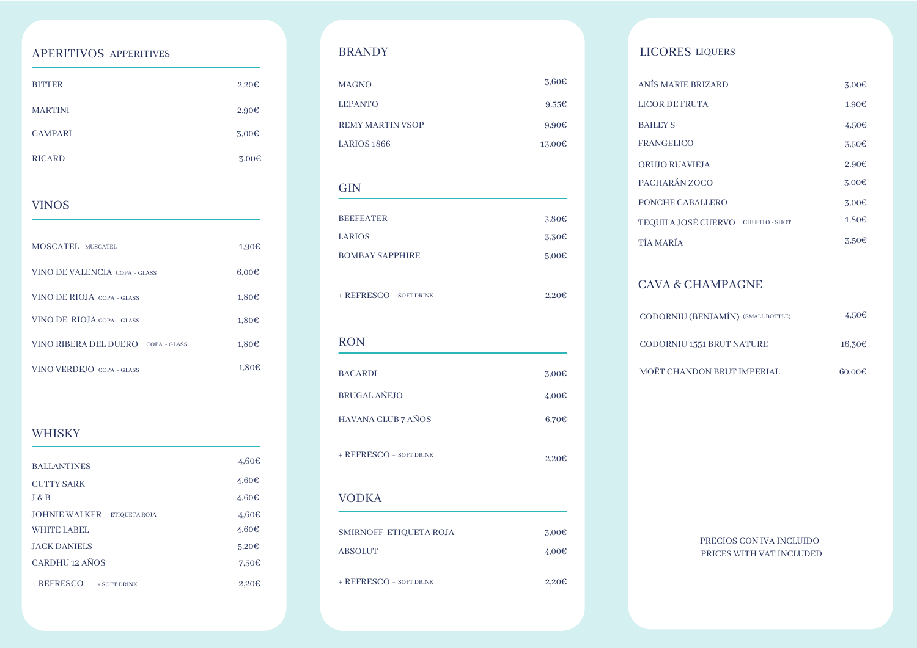## APERITIVOS APPERITIVES

| | |
|---|---|
| BITTER | 2,20€ |
| MARTINI | 2,90€ |
| CAMPARI | 3,00€ |
| RICARD | 3,00€ |

## VINOS

| | |
|---|---|
| MOSCATEL MUSCATEL | 1,90€ |
| VINO DE VALENCIA COPA - GLASS | 6,00€ |
| VINO DE RIOJA COPA - GLASS | 1,80€ |
| VINO DE RIOJA COPA - GLASS | 1,80€ |
| VINO RIBERA DEL DUERO COPA - GLASS | 1,80€ |
| VINO VERDEJO COPA - GLASS | 1,80€ |

## WHISKY

| | |
|---|---|
| BALLANTINES | 4,60€ |
| CUTTY SARK | 4,60€ |
| J & B | 4,60€ |
| JOHNIE WALKER + ETIQUETA ROJA | 4,60€ |
| WHITE LABEL | 4,60€ |
| JACK DANIELS | 5,20€ |
| CARDHU 12 AÑOS | 7,50€ |
| + REFRESCO + SOFT DRINK | 2,20€ |

## BRANDY

| | |
|---|---|
| MAGNO | 3,60€ |
| LEPANTO | 9,55€ |
| REMY MARTIN VSOP | 9,90€ |
| LARIOS 1866 | 13,00€ |

## GIN

| | |
|---|---|
| BEEFEATER | 3,80€ |
| LARIOS | 3,30€ |
| BOMBAY SAPPHIRE | 5,00€ |
| + REFRESCO + SOFT DRINK | 2,20€ |

## RON

| | |
|---|---|
| BACARDI | 3,00€ |
| BRUGAL AÑEJO | 4,00€ |
| HAVANA CLUB 7 AÑOS | 6,70€ |
| + REFRESCO + SOFT DRINK | 2,20€ |

## VODKA

| | |
|---|---|
| SMIRNOFF ETIQUETA ROJA | 3,00€ |
| ABSOLUT | 4,00€ |
| + REFRESCO + SOFT DRINK | 2,20€ |

## LICORES LIQUERS

| | |
|---|---|
| ANÍS MARIE BRIZARD | 3,00€ |
| LICOR DE FRUTA | 1,90€ |
| BAILEY'S | 4,50€ |
| FRANGELICO | 3,50€ |
| ORUJO RUAVIEJA | 2,90€ |
| PACHARÁN ZOCO | 3,00€ |
| PONCHE CABALLERO | 3,00€ |
| TEQUILA JOSÉ CUERVO CHUPITO - SHOT | 1,80€ |
| TÍA MARÍA | 3,50€ |

## CAVA & CHAMPAGNE

| | |
|---|---|
| CODORNIU (BENJAMÍN) (SMALL BOTTLE) | 4,50€ |
| CODORNIU 1551 BRUT NATURE | 16,30€ |
| MOËT CHANDON BRUT IMPERIAL | 60,00€ |

PRECIOS CON IVA INCLUIDO
PRICES WITH VAT INCLUDED